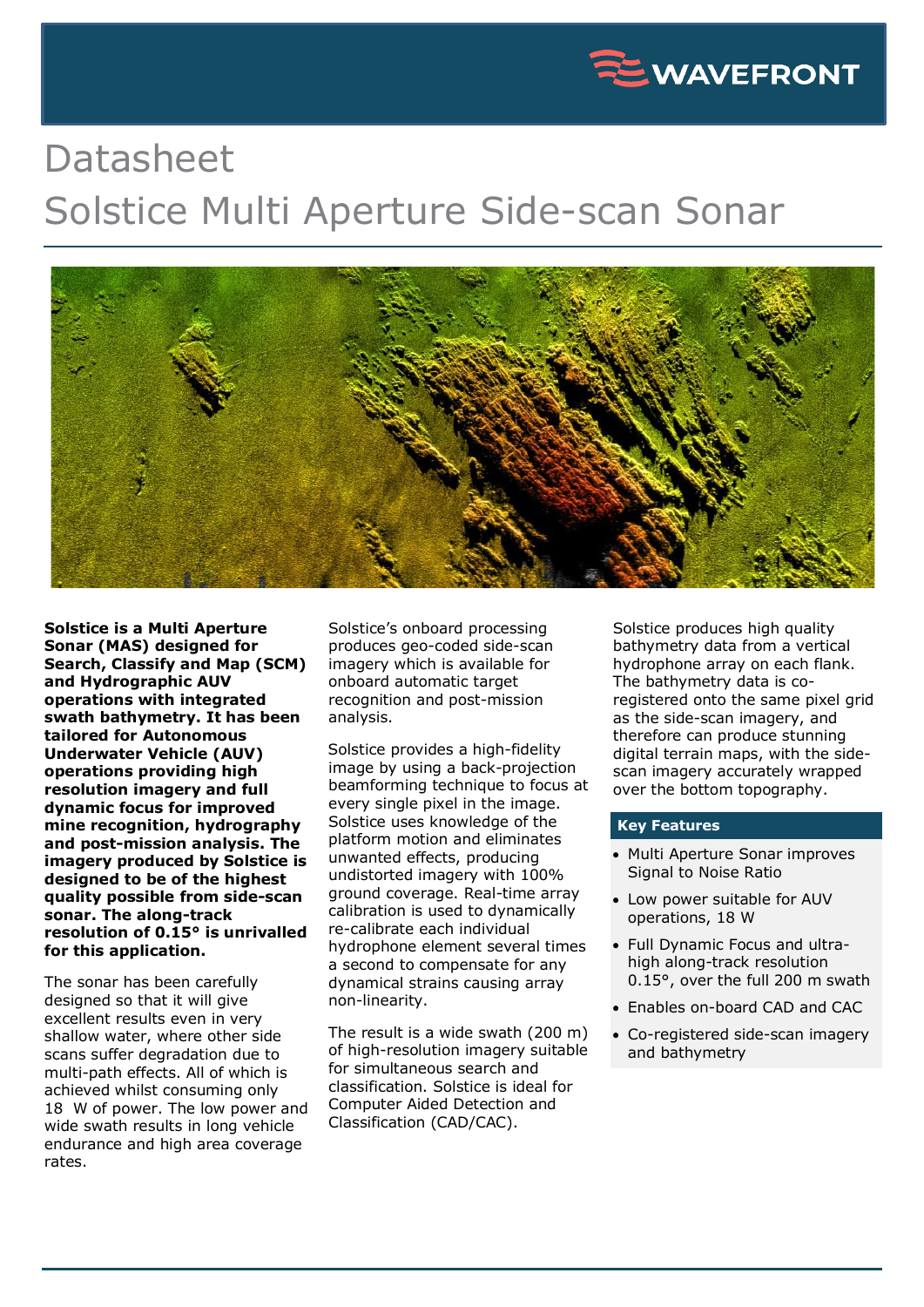# Datasheet

# Solstice Multi Aperture Side-scan Sonar

**Solstice is a Multi Aperture Sonar (MAS) designed for Search, Classify and Map (SCM) and Hydrographic AUV operations with integrated swath bathymetry. It has been tailored for Autonomous Underwater Vehicle (AUV) operations providing high resolution imagery and full dynamic focus for improved mine recognition, hydrography and post-mission analysis. The imagery produced by Solstice is designed to be of the highest quality possible from side-scan sonar. The along-track resolution of 0.15° is unrivalled for this application.**

The sonar has been carefully designed so that it will give excellent results even in very shallow water, where other side scans suffer degradation due to multi-path effects. All of which is achieved whilst consuming only 18 W of power. The low power and wide swath results in long vehicle endurance and high area coverage rates.

Solstice's onboard processing produces geo-coded side-scan imagery which is available for onboard automatic target recognition and post-mission analysis.

Solstice provides a high-fidelity image by using a back-projection beamforming technique to focus at every single pixel in the image. Solstice uses knowledge of the platform motion and eliminates unwanted effects, producing undistorted imagery with 100% ground coverage. Real-time array calibration is used to dynamically re-calibrate each individual hydrophone element several times a second to compensate for any dynamical strains causing array non-linearity.

The result is a wide swath (200 m) of high-resolution imagery suitable for simultaneous search and classification. Solstice is ideal for Computer Aided Detection and Classification (CAD/CAC).

Solstice produces high quality bathymetry data from a vertical hydrophone array on each flank. The bathymetry data is co-registered onto the same pixel grid as the side-scan imagery, and therefore can produce stunning digital terrain maps, with the side-scan imagery accurately wrapped over the bottom topography.

## Key Features

- Multi Aperture Sonar improves Signal to Noise Ratio
- Low power suitable for AUV operations, 18 W
- Full Dynamic Focus and ultra-high along-track resolution 0.15°, over the full 200 m swath
- Enables on-board CAD and CAC
- Co-registered side-scan imagery and bathymetry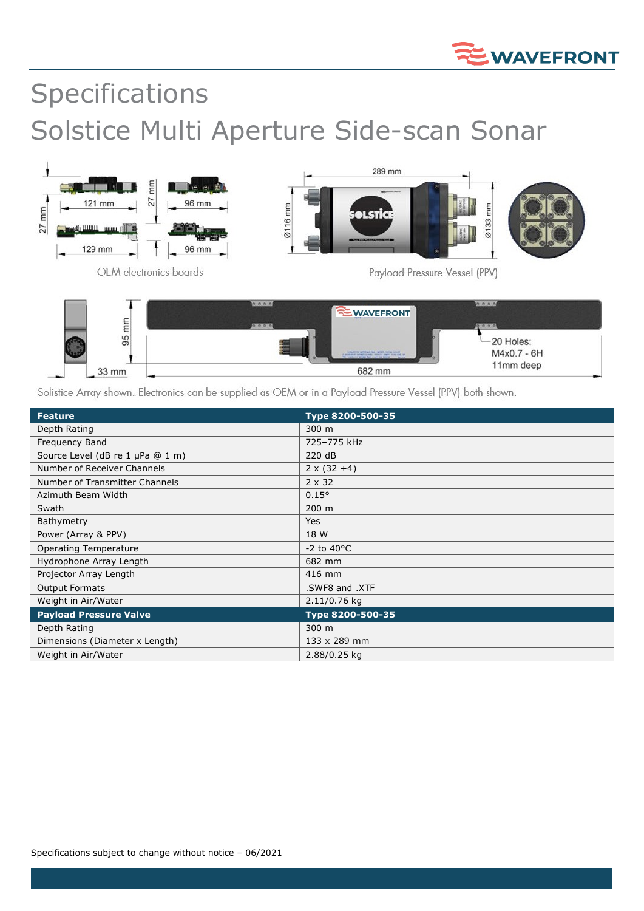# Specifications

# Solstice Multi Aperture Side-scan Sonar

121 mm
27 mm
27 mm
96 mm
129 mm
96 mm

OEM electronics boards

289 mm
Ø116 mm
Ø133 mm

Payload Pressure Vessel (PPV)

95 mm
33 mm
682 mm
20 Holes:
M4x0.7 - 6H
11mm deep

Solistice Array shown. Electronics can be supplied as OEM or in a Payload Pressure Vessel (PPV) both shown.

| Feature | Type 8200-500-35 |
|---|---|
| Depth Rating | 300 m |
| Frequency Band | 725–775 kHz |
| Source Level (dB re 1 µPa @ 1 m) | 220 dB |
| Number of Receiver Channels | 2 x (32 +4) |
| Number of Transmitter Channels | 2 x 32 |
| Azimuth Beam Width | 0.15° |
| Swath | 200 m |
| Bathymetry | Yes |
| Power (Array & PPV) | 18 W |
| Operating Temperature | -2 to 40°C |
| Hydrophone Array Length | 682 mm |
| Projector Array Length | 416 mm |
| Output Formats | .SWF8 and .XTF |
| Weight in Air/Water | 2.11/0.76 kg |
| **Payload Pressure Valve** | **Type 8200-500-35** |
| Depth Rating | 300 m |
| Dimensions (Diameter x Length) | 133 x 289 mm |
| Weight in Air/Water | 2.88/0.25 kg |

Specifications subject to change without notice – 06/2021